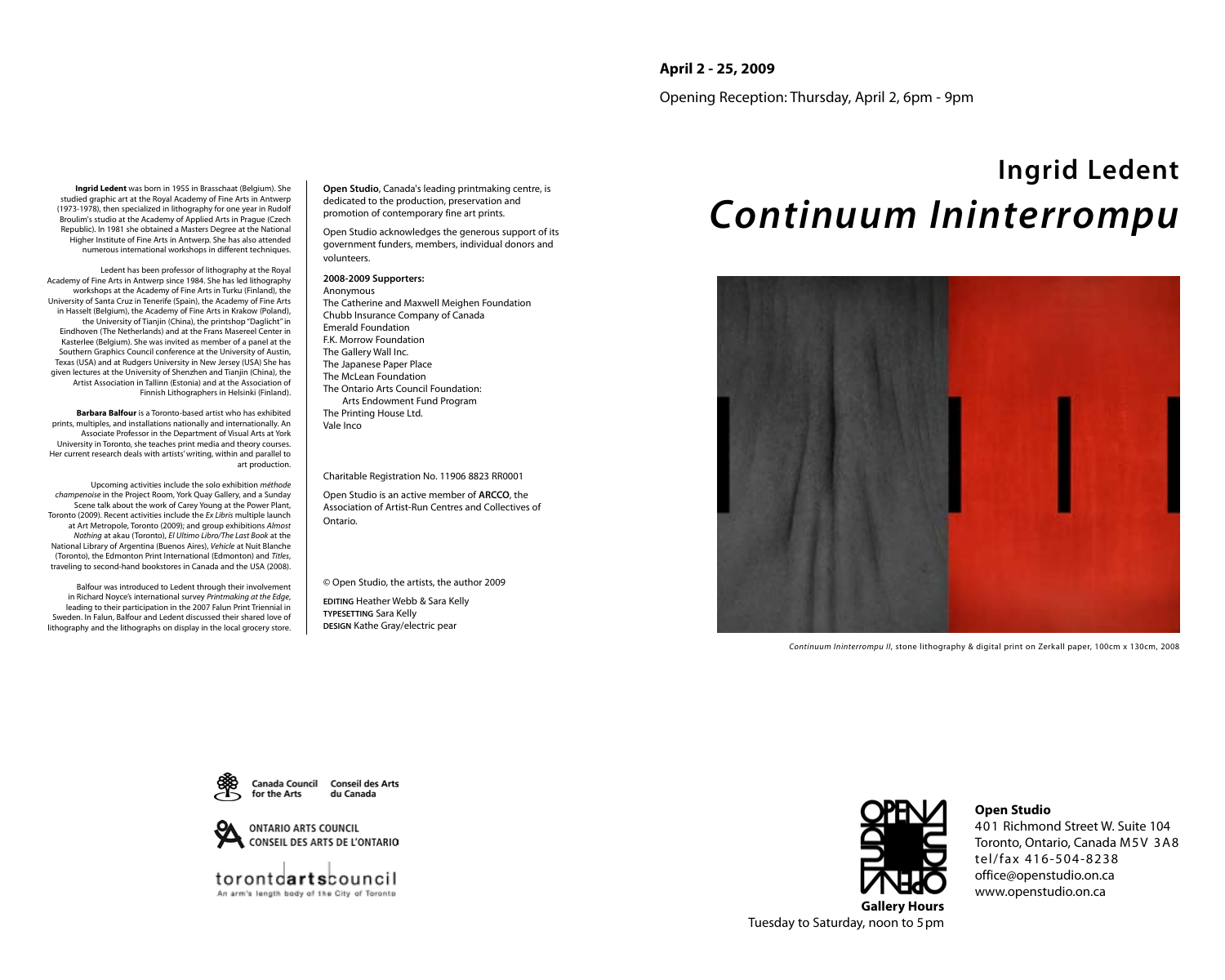**April 2 - 25, 2009**

Opening Reception: Thursday, April 2, 6pm - 9pm

# Ingrid Ledent

# *Continuum Ininterrompu*

*Continuum Ininterrompu II*, stone lithography & digital print on Zerkall paper, 100cm x 130cm, 2008

**Ingrid Ledent** was born in 1955 in Brasschaat (Belgium). She studied graphic art at the Royal Academy of Fine Arts in Antwerp (1973-1978), then specialized in lithography for one year in Rudolf Broulim's studio at the Academy of Applied Arts in Prague (Czech Republic). In 1981 she obtained a Masters Degree at the National Higher Institute of Fine Arts in Antwerp. She has also attended numerous international workshops in different techniques.

Ledent has been professor of lithography at the Royal Academy of Fine Arts in Antwerp since 1984. She has led lithography workshops at the Academy of Fine Arts in Turku (Finland), the University of Santa Cruz in Tenerife (Spain), the Academy of Fine Arts in Hasselt (Belgium), the Academy of Fine Arts in Krakow (Poland), the University of Tianjin (China), the printshop "Daglicht" in Eindhoven (The Netherlands) and at the Frans Masereel Center in Kasterlee (Belgium). She was invited as member of a panel at the Southern Graphics Council conference at the University of Austin, Texas (USA) and at Rudgers University in New Jersey (USA) She has given lectures at the University of Shenzhen and Tianjin (China), the Artist Association in Tallinn (Estonia) and at the Association of Finnish Lithographers in Helsinki (Finland).

**Barbara Balfour** is a Toronto-based artist who has exhibited prints, multiples, and installations nationally and internationally. An Associate Professor in the Department of Visual Arts at York University in Toronto, she teaches print media and theory courses. Her current research deals with artists' writing, within and parallel to art production.

Upcoming activities include the solo exhibition *méthode champenoise* in the Project Room, York Quay Gallery, and a Sunday Scene talk about the work of Carey Young at the Power Plant, Toronto (2009). Recent activities include the *Ex Libris* multiple launch at Art Metropole, Toronto (2009); and group exhibitions *Almost Nothing* at akau (Toronto), *El Ultimo Libro/The Last Book* at the National Library of Argentina (Buenos Aires), *Vehicle* at Nuit Blanche (Toronto), the Edmonton Print International (Edmonton) and *Titles*, traveling to second-hand bookstores in Canada and the USA (2008).

Balfour was introduced to Ledent through their involvement in Richard Noyce's international survey *Printmaking at the Edge*, leading to their participation in the 2007 Falun Print Triennial in Sweden. In Falun, Balfour and Ledent discussed their shared love of lithography and the lithographs on display in the local grocery store.

**Open Studio**, Canada's leading printmaking centre, is dedicated to the production, preservation and promotion of contemporary fine art prints.

Open Studio acknowledges the generous support of its government funders, members, individual donors and volunteers.

**2008-2009 Supporters:**
Anonymous
The Catherine and Maxwell Meighen Foundation
Chubb Insurance Company of Canada
Emerald Foundation
F.K. Morrow Foundation
The Gallery Wall Inc.
The Japanese Paper Place
The McLean Foundation
The Ontario Arts Council Foundation:
Arts Endowment Fund Program
The Printing House Ltd.
Vale Inco

Charitable Registration No. 11906 8823 RR0001

Open Studio is an active member of **ARCCO**, the Association of Artist-Run Centres and Collectives of Ontario.

© Open Studio, the artists, the author 2009

**EDITING** Heather Webb & Sara Kelly
**TYPESETTING** Sara Kelly
**DESIGN** Kathe Gray/electric pear

Canada Council for the Arts / Conseil des Arts du Canada

ONTARIO ARTS COUNCIL / CONSEIL DES ARTS DE L'ONTARIO

torontoartscouncil
An arm's length body of the City of Toronto

**Gallery Hours**
Tuesday to Saturday, noon to 5pm

**Open Studio**
401 Richmond Street W. Suite 104
Toronto, Ontario, Canada M5V 3A8
tel/fax 416-504-8238
office@openstudio.on.ca
www.openstudio.on.ca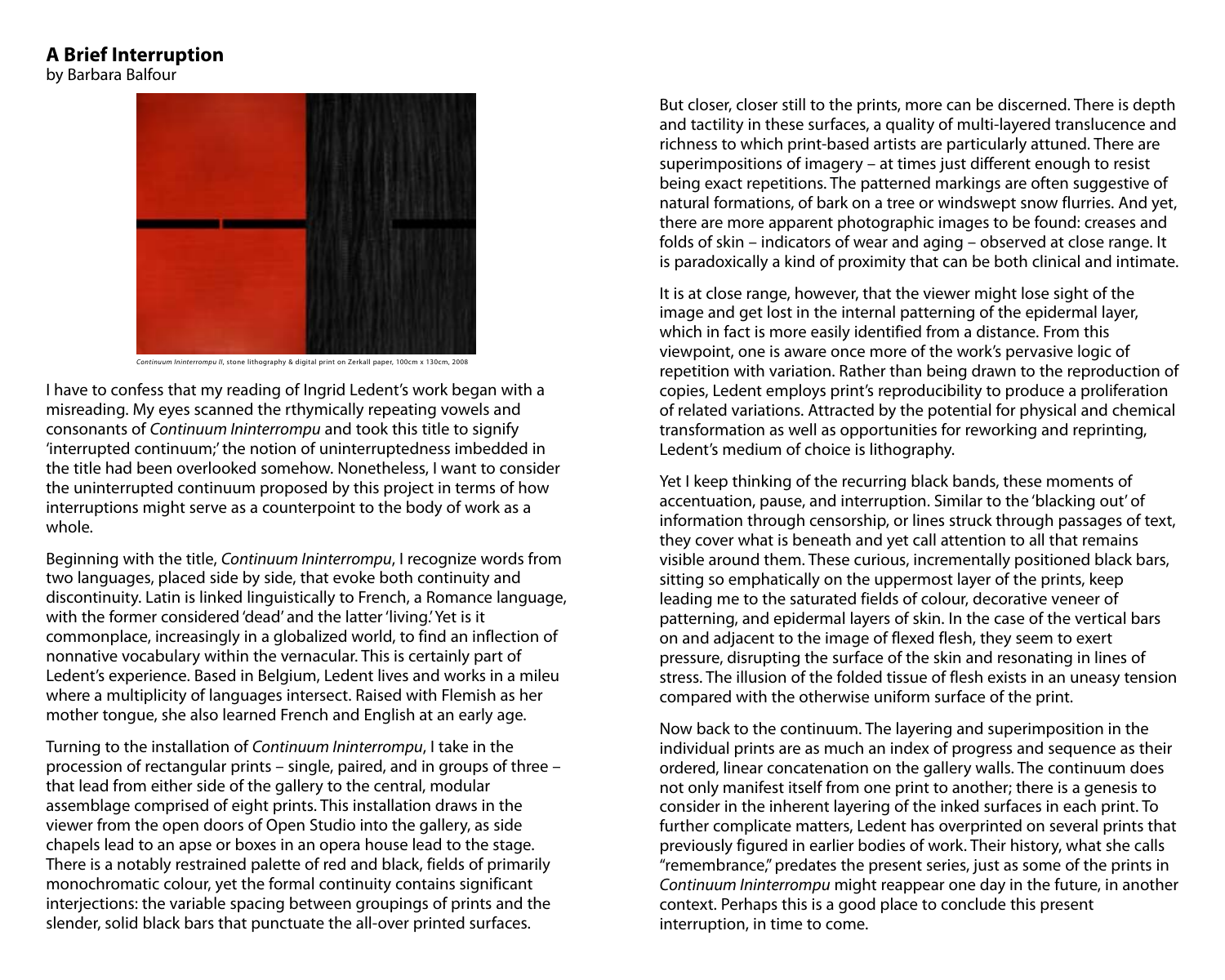## A Brief Interruption

by Barbara Balfour

*Continuum Ininterrompu II*, stone lithography & digital print on Zerkall paper, 100cm x 130cm, 2008

I have to confess that my reading of Ingrid Ledent's work began with a misreading. My eyes scanned the rthymically repeating vowels and consonants of *Continuum Ininterrompu* and took this title to signify 'interrupted continuum;' the notion of uninterruptedness imbedded in the title had been overlooked somehow. Nonetheless, I want to consider the uninterrupted continuum proposed by this project in terms of how interruptions might serve as a counterpoint to the body of work as a whole.

Beginning with the title, *Continuum Ininterrompu*, I recognize words from two languages, placed side by side, that evoke both continuity and discontinuity. Latin is linked linguistically to French, a Romance language, with the former considered 'dead' and the latter 'living.' Yet is it commonplace, increasingly in a globalized world, to find an inflection of nonnative vocabulary within the vernacular. This is certainly part of Ledent's experience. Based in Belgium, Ledent lives and works in a mileu where a multiplicity of languages intersect. Raised with Flemish as her mother tongue, she also learned French and English at an early age.

Turning to the installation of *Continuum Ininterrompu*, I take in the procession of rectangular prints – single, paired, and in groups of three – that lead from either side of the gallery to the central, modular assemblage comprised of eight prints. This installation draws in the viewer from the open doors of Open Studio into the gallery, as side chapels lead to an apse or boxes in an opera house lead to the stage. There is a notably restrained palette of red and black, fields of primarily monochromatic colour, yet the formal continuity contains significant interjections: the variable spacing between groupings of prints and the slender, solid black bars that punctuate the all-over printed surfaces.

But closer, closer still to the prints, more can be discerned. There is depth and tactility in these surfaces, a quality of multi-layered translucence and richness to which print-based artists are particularly attuned. There are superimpositions of imagery – at times just different enough to resist being exact repetitions. The patterned markings are often suggestive of natural formations, of bark on a tree or windswept snow flurries. And yet, there are more apparent photographic images to be found: creases and folds of skin – indicators of wear and aging – observed at close range. It is paradoxically a kind of proximity that can be both clinical and intimate.

It is at close range, however, that the viewer might lose sight of the image and get lost in the internal patterning of the epidermal layer, which in fact is more easily identified from a distance. From this viewpoint, one is aware once more of the work's pervasive logic of repetition with variation. Rather than being drawn to the reproduction of copies, Ledent employs print's reproducibility to produce a proliferation of related variations. Attracted by the potential for physical and chemical transformation as well as opportunities for reworking and reprinting, Ledent's medium of choice is lithography.

Yet I keep thinking of the recurring black bands, these moments of accentuation, pause, and interruption. Similar to the 'blacking out' of information through censorship, or lines struck through passages of text, they cover what is beneath and yet call attention to all that remains visible around them. These curious, incrementally positioned black bars, sitting so emphatically on the uppermost layer of the prints, keep leading me to the saturated fields of colour, decorative veneer of patterning, and epidermal layers of skin. In the case of the vertical bars on and adjacent to the image of flexed flesh, they seem to exert pressure, disrupting the surface of the skin and resonating in lines of stress. The illusion of the folded tissue of flesh exists in an uneasy tension compared with the otherwise uniform surface of the print.

Now back to the continuum. The layering and superimposition in the individual prints are as much an index of progress and sequence as their ordered, linear concatenation on the gallery walls. The continuum does not only manifest itself from one print to another; there is a genesis to consider in the inherent layering of the inked surfaces in each print. To further complicate matters, Ledent has overprinted on several prints that previously figured in earlier bodies of work. Their history, what she calls "remembrance," predates the present series, just as some of the prints in *Continuum Ininterrompu* might reappear one day in the future, in another context. Perhaps this is a good place to conclude this present interruption, in time to come.